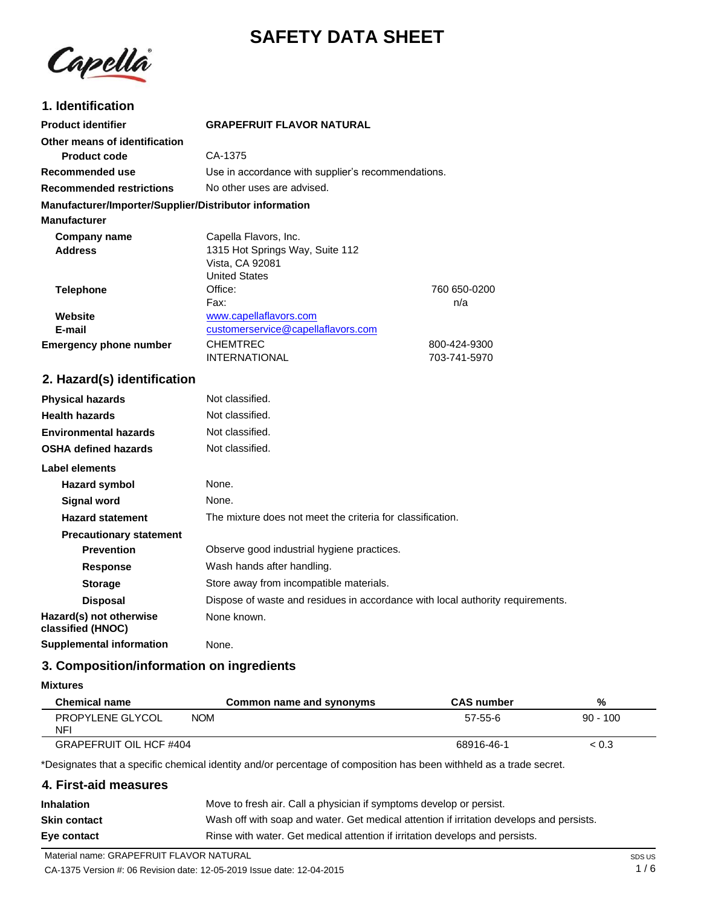# SAFETY DATA SHEET

## 1. Identification

| | | |
|---|---|---|
| **Product identifier** | **GRAPEFRUIT FLAVOR NATURAL** | |
| **Other means of identification** | | |
| **Product code** | CA-1375 | |
| **Recommended use** | Use in accordance with supplier's recommendations. | |
| **Recommended restrictions** | No other uses are advised. | |

**Manufacturer/Importer/Supplier/Distributor information**

**Manufacturer**

| | | |
|---|---|---|
| **Company name** | Capella Flavors, Inc. | |
| **Address** | 1315 Hot Springs Way, Suite 112<br>Vista, CA 92081<br>United States | |
| **Telephone** | Office: | 760 650-0200 |
| | Fax: | n/a |
| **Website** | www.capellaflavors.com | |
| **E-mail** | customerservice@capellaflavors.com | |
| **Emergency phone number** | CHEMTREC | 800-424-9300 |
| | INTERNATIONAL | 703-741-5970 |

## 2. Hazard(s) identification

| | |
|---|---|
| **Physical hazards** | Not classified. |
| **Health hazards** | Not classified. |
| **Environmental hazards** | Not classified. |
| **OSHA defined hazards** | Not classified. |

**Label elements**

| | |
|---|---|
| **Hazard symbol** | None. |
| **Signal word** | None. |
| **Hazard statement** | The mixture does not meet the criteria for classification. |
| **Precautionary statement** | |
| **Prevention** | Observe good industrial hygiene practices. |
| **Response** | Wash hands after handling. |
| **Storage** | Store away from incompatible materials. |
| **Disposal** | Dispose of waste and residues in accordance with local authority requirements. |
| **Hazard(s) not otherwise classified (HNOC)** | None known. |
| **Supplemental information** | None. |

## 3. Composition/information on ingredients

**Mixtures**

| Chemical name | Common name and synonyms | CAS number | % |
|---|---|---|---|
| PROPYLENE GLYCOL NOM NFI | | 57-55-6 | 90 - 100 |
| GRAPEFRUIT OIL HCF #404 | | 68916-46-1 | < 0.3 |

*Designates that a specific chemical identity and/or percentage of composition has been withheld as a trade secret.

## 4. First-aid measures

| | |
|---|---|
| **Inhalation** | Move to fresh air. Call a physician if symptoms develop or persist. |
| **Skin contact** | Wash off with soap and water. Get medical attention if irritation develops and persists. |
| **Eye contact** | Rinse with water. Get medical attention if irritation develops and persists. |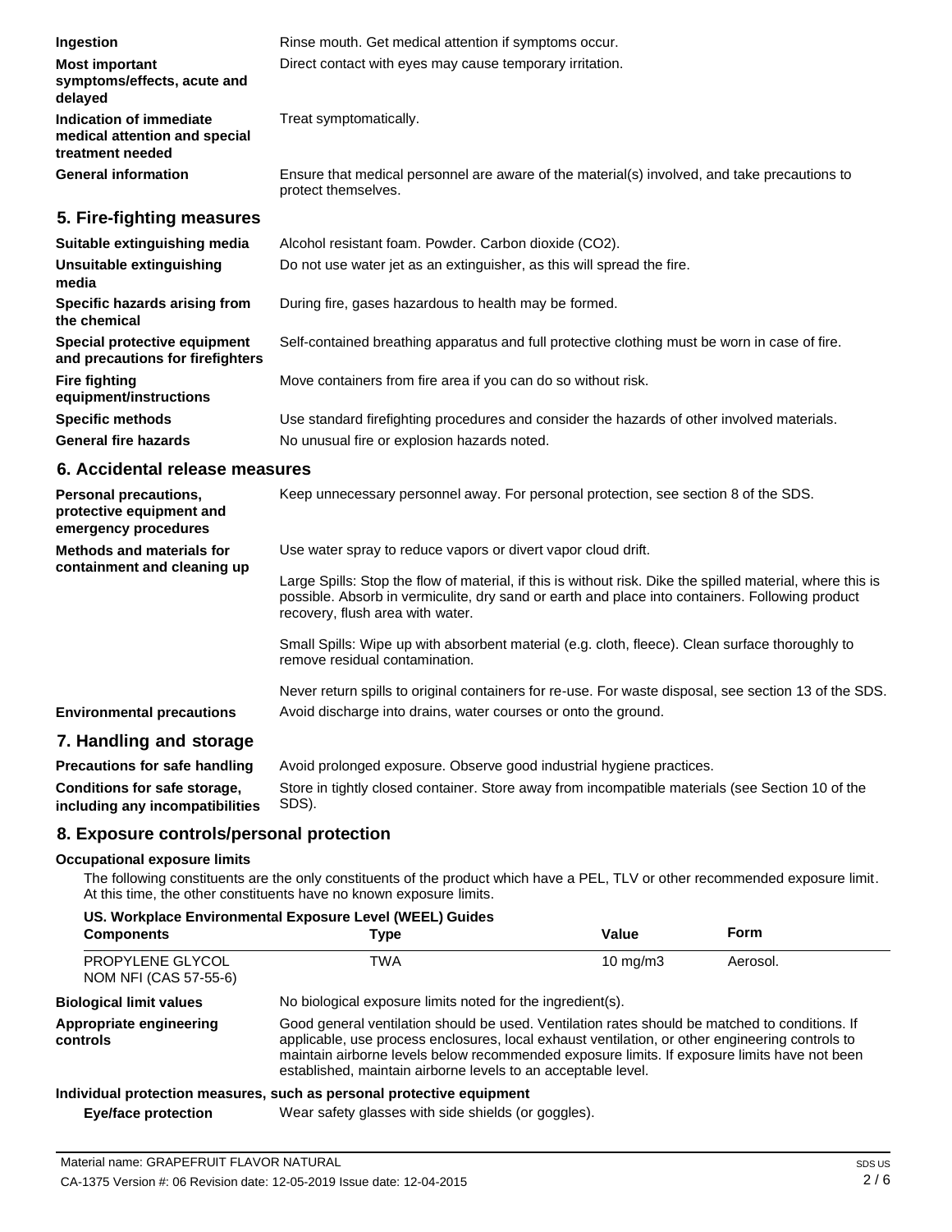| | |
|---|---|
| **Ingestion** | Rinse mouth. Get medical attention if symptoms occur. |
| **Most important symptoms/effects, acute and delayed** | Direct contact with eyes may cause temporary irritation. |
| **Indication of immediate medical attention and special treatment needed** | Treat symptomatically. |
| **General information** | Ensure that medical personnel are aware of the material(s) involved, and take precautions to protect themselves. |

## 5. Fire-fighting measures

| | |
|---|---|
| **Suitable extinguishing media** | Alcohol resistant foam. Powder. Carbon dioxide ($CO_2$). |
| **Unsuitable extinguishing media** | Do not use water jet as an extinguisher, as this will spread the fire. |
| **Specific hazards arising from the chemical** | During fire, gases hazardous to health may be formed. |
| **Special protective equipment and precautions for firefighters** | Self-contained breathing apparatus and full protective clothing must be worn in case of fire. |
| **Fire fighting equipment/instructions** | Move containers from fire area if you can do so without risk. |
| **Specific methods** | Use standard firefighting procedures and consider the hazards of other involved materials. |
| **General fire hazards** | No unusual fire or explosion hazards noted. |

## 6. Accidental release measures

**Personal precautions, protective equipment and emergency procedures**
Keep unnecessary personnel away. For personal protection, see section 8 of the SDS.

**Methods and materials for containment and cleaning up**
Use water spray to reduce vapors or divert vapor cloud drift.

Large Spills: Stop the flow of material, if this is without risk. Dike the spilled material, where this is possible. Absorb in vermiculite, dry sand or earth and place into containers. Following product recovery, flush area with water.

Small Spills: Wipe up with absorbent material (e.g. cloth, fleece). Clean surface thoroughly to remove residual contamination.

Never return spills to original containers for re-use. For waste disposal, see section 13 of the SDS.

**Environmental precautions**
Avoid discharge into drains, water courses or onto the ground.

## 7. Handling and storage

| | |
|---|---|
| **Precautions for safe handling** | Avoid prolonged exposure. Observe good industrial hygiene practices. |
| **Conditions for safe storage, including any incompatibilities** | Store in tightly closed container. Store away from incompatible materials (see Section 10 of the SDS). |

## 8. Exposure controls/personal protection

### Occupational exposure limits

The following constituents are the only constituents of the product which have a PEL, TLV or other recommended exposure limit. At this time, the other constituents have no known exposure limits.

**US. Workplace Environmental Exposure Level (WEEL) Guides**

| Components | Type | Value | Form |
|---|---|---|---|
| PROPYLENE GLYCOL NOM NFI (CAS 57-55-6) | TWA | 10 mg/m3 | Aerosol. |

| | |
|---|---|
| **Biological limit values** | No biological exposure limits noted for the ingredient(s). |
| **Appropriate engineering controls** | Good general ventilation should be used. Ventilation rates should be matched to conditions. If applicable, use process enclosures, local exhaust ventilation, or other engineering controls to maintain airborne levels below recommended exposure limits. If exposure limits have not been established, maintain airborne levels to an acceptable level. |

### Individual protection measures, such as personal protective equipment

| | |
|---|---|
| **Eye/face protection** | Wear safety glasses with side shields (or goggles). |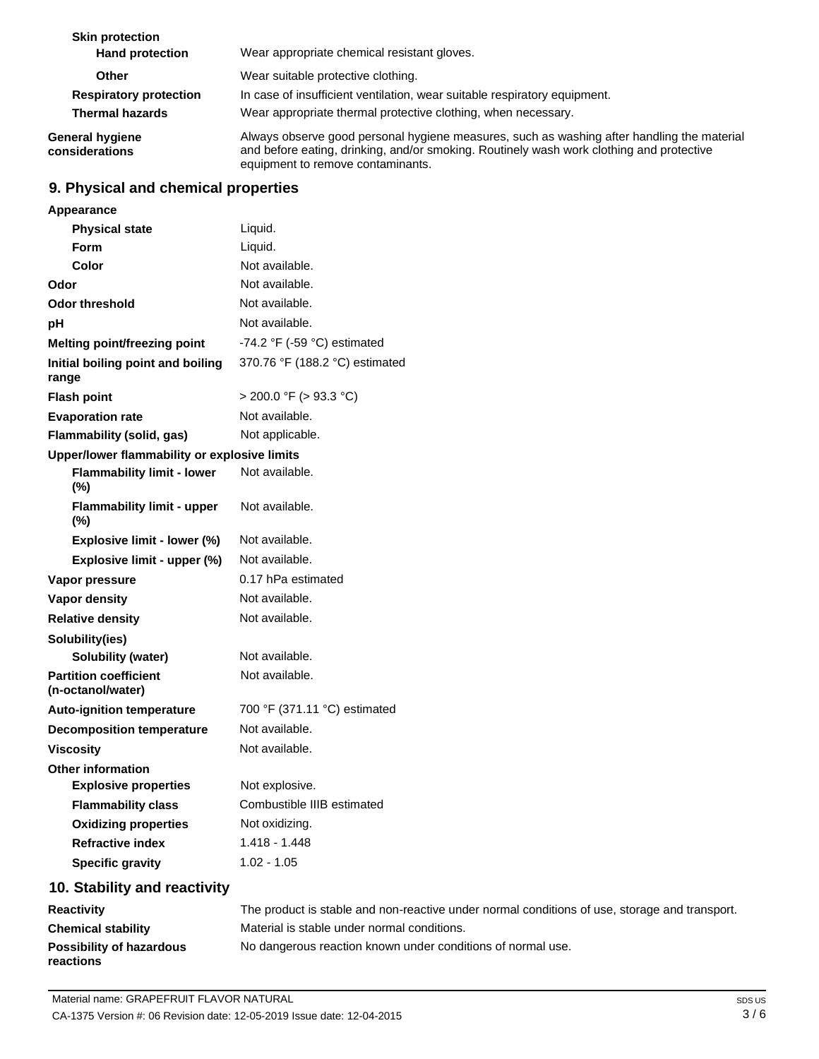| | |
|---|---|
| **Skin protection** | |
| **Hand protection** | Wear appropriate chemical resistant gloves. |
| **Other** | Wear suitable protective clothing. |
| **Respiratory protection** | In case of insufficient ventilation, wear suitable respiratory equipment. |
| **Thermal hazards** | Wear appropriate thermal protective clothing, when necessary. |
| **General hygiene considerations** | Always observe good personal hygiene measures, such as washing after handling the material and before eating, drinking, and/or smoking. Routinely wash work clothing and protective equipment to remove contaminants. |

## 9. Physical and chemical properties

| | |
|---|---|
| **Appearance** | |
| **Physical state** | Liquid. |
| **Form** | Liquid. |
| **Color** | Not available. |
| **Odor** | Not available. |
| **Odor threshold** | Not available. |
| **pH** | Not available. |
| **Melting point/freezing point** | -74.2 °F (-59 °C) estimated |
| **Initial boiling point and boiling range** | 370.76 °F (188.2 °C) estimated |
| **Flash point** | > 200.0 °F (> 93.3 °C) |
| **Evaporation rate** | Not available. |
| **Flammability (solid, gas)** | Not applicable. |
| **Upper/lower flammability or explosive limits** | |
| **Flammability limit - lower (%)** | Not available. |
| **Flammability limit - upper (%)** | Not available. |
| **Explosive limit - lower (%)** | Not available. |
| **Explosive limit - upper (%)** | Not available. |
| **Vapor pressure** | 0.17 hPa estimated |
| **Vapor density** | Not available. |
| **Relative density** | Not available. |
| **Solubility(ies)** | |
| **Solubility (water)** | Not available. |
| **Partition coefficient (n-octanol/water)** | Not available. |
| **Auto-ignition temperature** | 700 °F (371.11 °C) estimated |
| **Decomposition temperature** | Not available. |
| **Viscosity** | Not available. |
| **Other information** | |
| **Explosive properties** | Not explosive. |
| **Flammability class** | Combustible IIIB estimated |
| **Oxidizing properties** | Not oxidizing. |
| **Refractive index** | 1.418 - 1.448 |
| **Specific gravity** | 1.02 - 1.05 |

## 10. Stability and reactivity

| | |
|---|---|
| **Reactivity** | The product is stable and non-reactive under normal conditions of use, storage and transport. |
| **Chemical stability** | Material is stable under normal conditions. |
| **Possibility of hazardous reactions** | No dangerous reaction known under conditions of normal use. |

Material name: GRAPEFRUIT FLAVOR NATURAL

CA-1375 Version #: 06 Revision date: 12-05-2019 Issue date: 12-04-2015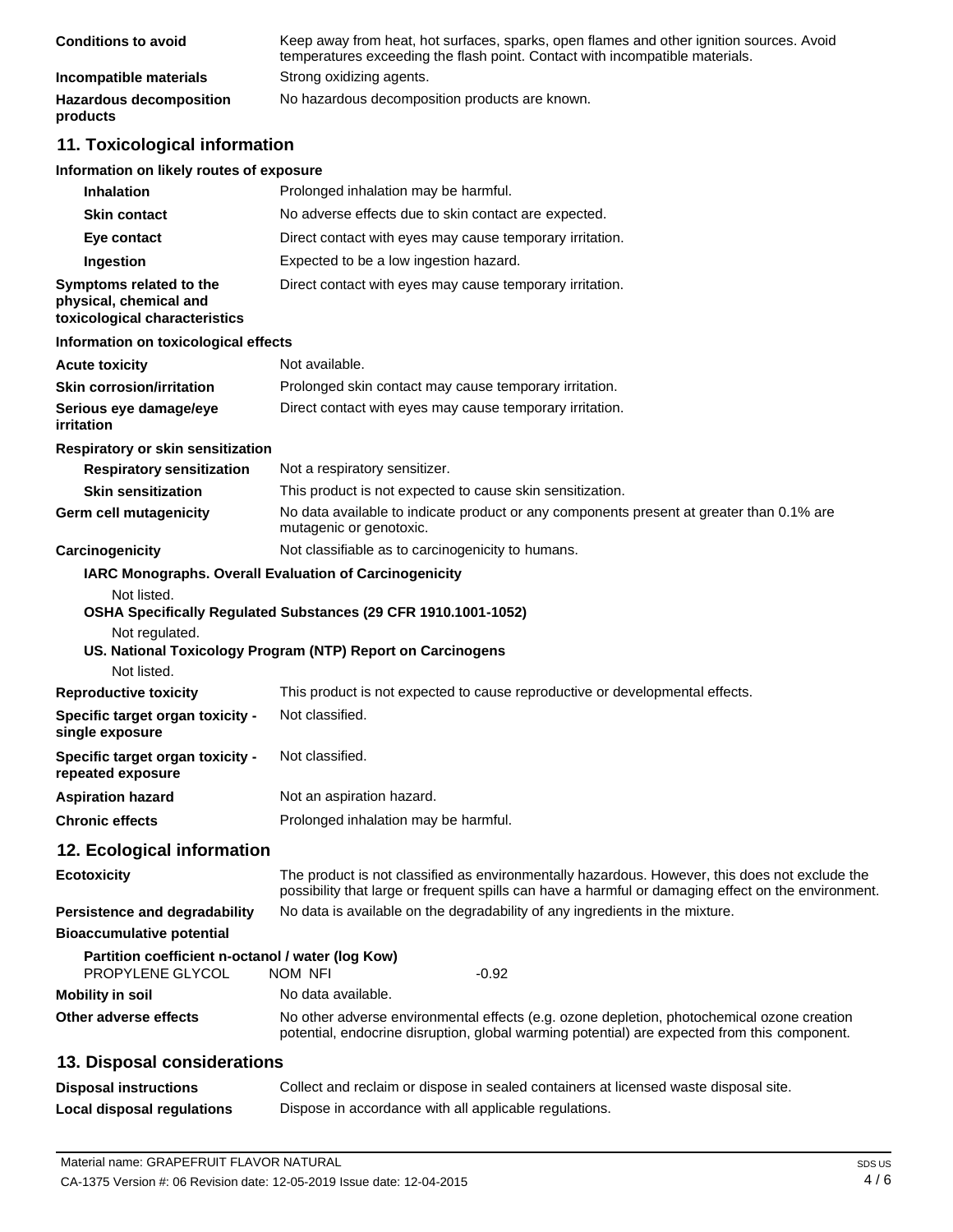| | |
|---|---|
| **Conditions to avoid** | Keep away from heat, hot surfaces, sparks, open flames and other ignition sources. Avoid temperatures exceeding the flash point. Contact with incompatible materials. |
| **Incompatible materials** | Strong oxidizing agents. |
| **Hazardous decomposition products** | No hazardous decomposition products are known. |

## 11. Toxicological information

**Information on likely routes of exposure**

| | |
|---|---|
| **Inhalation** | Prolonged inhalation may be harmful. |
| **Skin contact** | No adverse effects due to skin contact are expected. |
| **Eye contact** | Direct contact with eyes may cause temporary irritation. |
| **Ingestion** | Expected to be a low ingestion hazard. |
| **Symptoms related to the physical, chemical and toxicological characteristics** | Direct contact with eyes may cause temporary irritation. |

**Information on toxicological effects**

| | |
|---|---|
| **Acute toxicity** | Not available. |
| **Skin corrosion/irritation** | Prolonged skin contact may cause temporary irritation. |
| **Serious eye damage/eye irritation** | Direct contact with eyes may cause temporary irritation. |

**Respiratory or skin sensitization**

| | |
|---|---|
| **Respiratory sensitization** | Not a respiratory sensitizer. |
| **Skin sensitization** | This product is not expected to cause skin sensitization. |
| **Germ cell mutagenicity** | No data available to indicate product or any components present at greater than 0.1% are mutagenic or genotoxic. |
| **Carcinogenicity** | Not classifiable as to carcinogenicity to humans. |

**IARC Monographs. Overall Evaluation of Carcinogenicity**

Not listed.

**OSHA Specifically Regulated Substances (29 CFR 1910.1001-1052)**

Not regulated.

**US. National Toxicology Program (NTP) Report on Carcinogens**

Not listed.

| | |
|---|---|
| **Reproductive toxicity** | This product is not expected to cause reproductive or developmental effects. |
| **Specific target organ toxicity - single exposure** | Not classified. |
| **Specific target organ toxicity - repeated exposure** | Not classified. |
| **Aspiration hazard** | Not an aspiration hazard. |
| **Chronic effects** | Prolonged inhalation may be harmful. |

## 12. Ecological information

| | |
|---|---|
| **Ecotoxicity** | The product is not classified as environmentally hazardous. However, this does not exclude the possibility that large or frequent spills can have a harmful or damaging effect on the environment. |
| **Persistence and degradability** | No data is available on the degradability of any ingredients in the mixture. |

**Bioaccumulative potential**

**Partition coefficient n-octanol / water (log Kow)**

| | | |
|---|---|---|
| PROPYLENE GLYCOL | NOM NFI | -0.92 |

| | |
|---|---|
| **Mobility in soil** | No data available. |
| **Other adverse effects** | No other adverse environmental effects (e.g. ozone depletion, photochemical ozone creation potential, endocrine disruption, global warming potential) are expected from this component. |

## 13. Disposal considerations

| | |
|---|---|
| **Disposal instructions** | Collect and reclaim or dispose in sealed containers at licensed waste disposal site. |
| **Local disposal regulations** | Dispose in accordance with all applicable regulations. |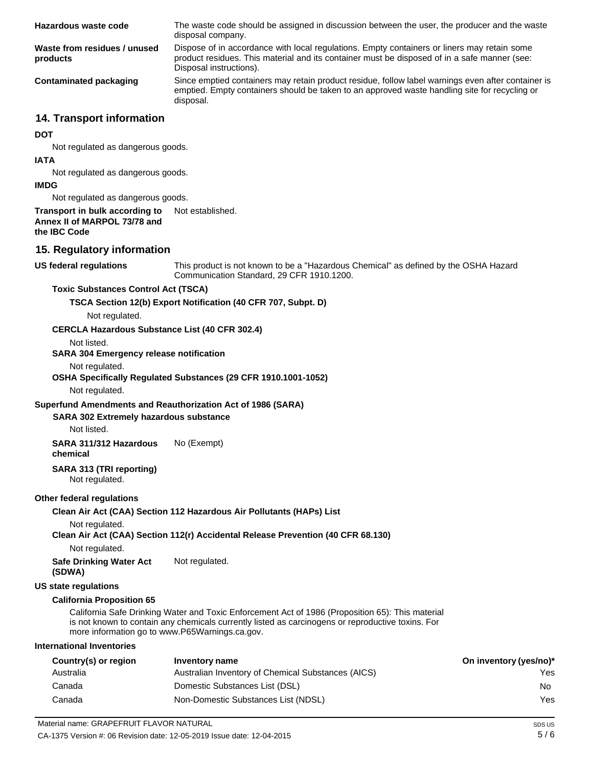| | |
|---|---|
| **Hazardous waste code** | The waste code should be assigned in discussion between the user, the producer and the waste disposal company. |
| **Waste from residues / unused products** | Dispose of in accordance with local regulations. Empty containers or liners may retain some product residues. This material and its container must be disposed of in a safe manner (see: Disposal instructions). |
| **Contaminated packaging** | Since emptied containers may retain product residue, follow label warnings even after container is emptied. Empty containers should be taken to an approved waste handling site for recycling or disposal. |

## 14. Transport information

**DOT**

Not regulated as dangerous goods.

**IATA**

Not regulated as dangerous goods.

**IMDG**

Not regulated as dangerous goods.

**Transport in bulk according to Annex II of MARPOL 73/78 and the IBC Code** Not established.

## 15. Regulatory information

**US federal regulations** This product is not known to be a "Hazardous Chemical" as defined by the OSHA Hazard Communication Standard, 29 CFR 1910.1200.

**Toxic Substances Control Act (TSCA)**

**TSCA Section 12(b) Export Notification (40 CFR 707, Subpt. D)**

Not regulated.

**CERCLA Hazardous Substance List (40 CFR 302.4)**

Not listed.

**SARA 304 Emergency release notification**

Not regulated.

**OSHA Specifically Regulated Substances (29 CFR 1910.1001-1052)**

Not regulated.

**Superfund Amendments and Reauthorization Act of 1986 (SARA)**

**SARA 302 Extremely hazardous substance**

Not listed.

**SARA 311/312 Hazardous chemical** No (Exempt)

**SARA 313 (TRI reporting)**

Not regulated.

**Other federal regulations**

**Clean Air Act (CAA) Section 112 Hazardous Air Pollutants (HAPs) List**

Not regulated.

**Clean Air Act (CAA) Section 112(r) Accidental Release Prevention (40 CFR 68.130)**

Not regulated.

**Safe Drinking Water Act (SDWA)** Not regulated.

**US state regulations**

**California Proposition 65**

California Safe Drinking Water and Toxic Enforcement Act of 1986 (Proposition 65): This material is not known to contain any chemicals currently listed as carcinogens or reproductive toxins. For more information go to www.P65Warnings.ca.gov.

**International Inventories**

| Country(s) or region | Inventory name | On inventory (yes/no)* |
|---|---|---|
| Australia | Australian Inventory of Chemical Substances (AICS) | Yes |
| Canada | Domestic Substances List (DSL) | No |
| Canada | Non-Domestic Substances List (NDSL) | Yes |

Material name: GRAPEFRUIT FLAVOR NATURAL

CA-1375 Version #: 06 Revision date: 12-05-2019 Issue date: 12-04-2015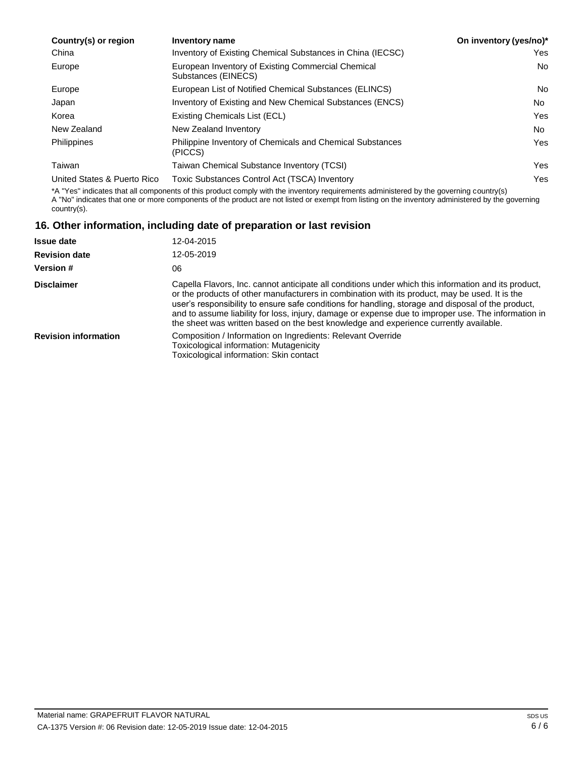| Country(s) or region | Inventory name | On inventory (yes/no)* |
| --- | --- | --- |
| China | Inventory of Existing Chemical Substances in China (IECSC) | Yes |
| Europe | European Inventory of Existing Commercial Chemical Substances (EINECS) | No |
| Europe | European List of Notified Chemical Substances (ELINCS) | No |
| Japan | Inventory of Existing and New Chemical Substances (ENCS) | No |
| Korea | Existing Chemicals List (ECL) | Yes |
| New Zealand | New Zealand Inventory | No |
| Philippines | Philippine Inventory of Chemicals and Chemical Substances (PICCS) | Yes |
| Taiwan | Taiwan Chemical Substance Inventory (TCSI) | Yes |
| United States & Puerto Rico | Toxic Substances Control Act (TSCA) Inventory | Yes |

*A "Yes" indicates that all components of this product comply with the inventory requirements administered by the governing country(s)
A "No" indicates that one or more components of the product are not listed or exempt from listing on the inventory administered by the governing country(s).

## 16. Other information, including date of preparation or last revision

**Issue date** 12-04-2015

**Revision date** 12-05-2019

**Version #** 06

**Disclaimer** Capella Flavors, Inc. cannot anticipate all conditions under which this information and its product, or the products of other manufacturers in combination with its product, may be used. It is the user's responsibility to ensure safe conditions for handling, storage and disposal of the product, and to assume liability for loss, injury, damage or expense due to improper use. The information in the sheet was written based on the best knowledge and experience currently available.

**Revision information** Composition / Information on Ingredients: Relevant Override
Toxicological information: Mutagenicity
Toxicological information: Skin contact